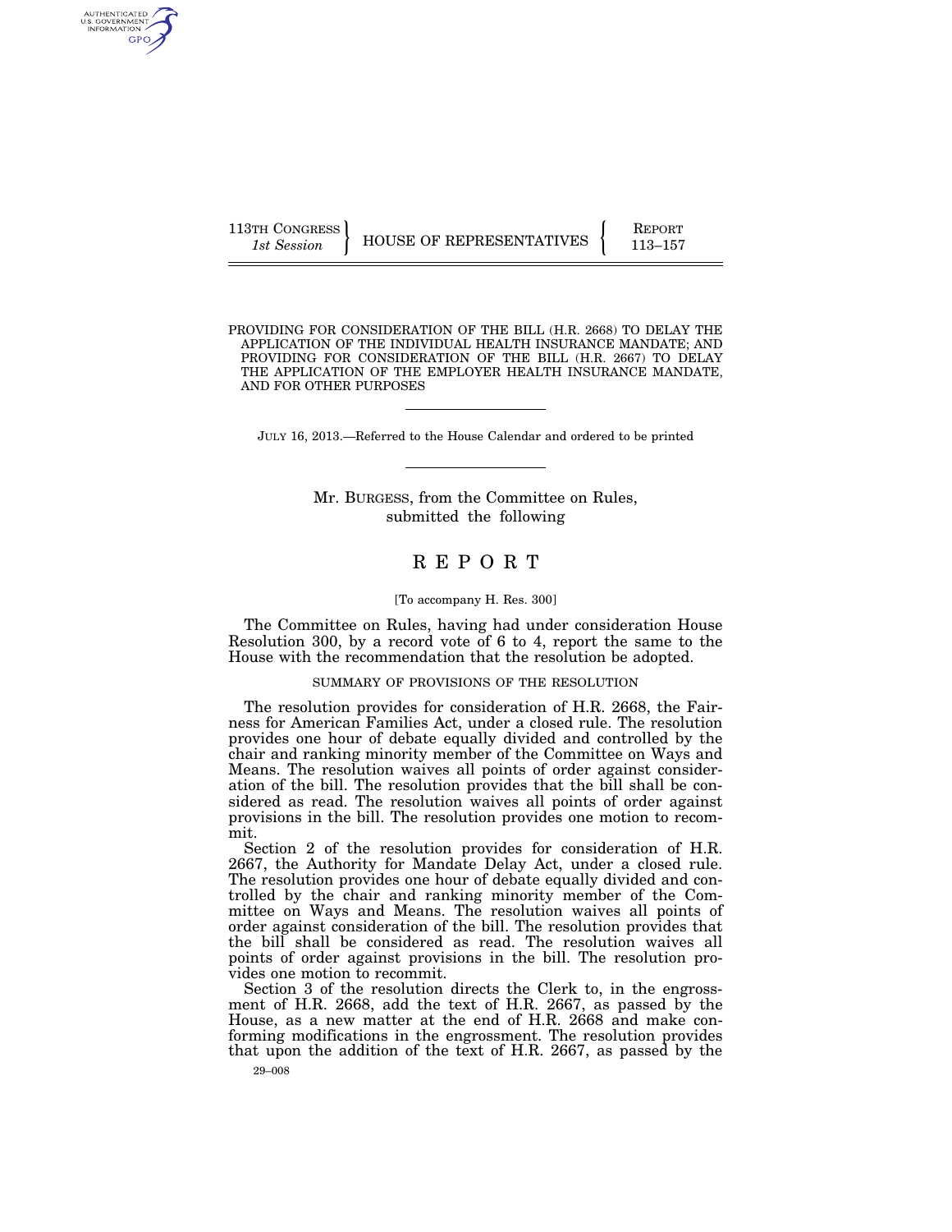113TH CONGRESS
*1st Session*

HOUSE OF REPRESENTATIVES

REPORT
113–157

PROVIDING FOR CONSIDERATION OF THE BILL (H.R. 2668) TO DELAY THE APPLICATION OF THE INDIVIDUAL HEALTH INSURANCE MANDATE; AND PROVIDING FOR CONSIDERATION OF THE BILL (H.R. 2667) TO DELAY THE APPLICATION OF THE EMPLOYER HEALTH INSURANCE MANDATE, AND FOR OTHER PURPOSES

JULY 16, 2013.—Referred to the House Calendar and ordered to be printed

Mr. BURGESS, from the Committee on Rules, submitted the following

# REPORT

[To accompany H. Res. 300]

The Committee on Rules, having had under consideration House Resolution 300, by a record vote of 6 to 4, report the same to the House with the recommendation that the resolution be adopted.

## SUMMARY OF PROVISIONS OF THE RESOLUTION

The resolution provides for consideration of H.R. 2668, the Fairness for American Families Act, under a closed rule. The resolution provides one hour of debate equally divided and controlled by the chair and ranking minority member of the Committee on Ways and Means. The resolution waives all points of order against consideration of the bill. The resolution provides that the bill shall be considered as read. The resolution waives all points of order against provisions in the bill. The resolution provides one motion to recommit.

Section 2 of the resolution provides for consideration of H.R. 2667, the Authority for Mandate Delay Act, under a closed rule. The resolution provides one hour of debate equally divided and controlled by the chair and ranking minority member of the Committee on Ways and Means. The resolution waives all points of order against consideration of the bill. The resolution provides that the bill shall be considered as read. The resolution waives all points of order against provisions in the bill. The resolution provides one motion to recommit.

Section 3 of the resolution directs the Clerk to, in the engrossment of H.R. 2668, add the text of H.R. 2667, as passed by the House, as a new matter at the end of H.R. 2668 and make conforming modifications in the engrossment. The resolution provides that upon the addition of the text of H.R. 2667, as passed by the

29–008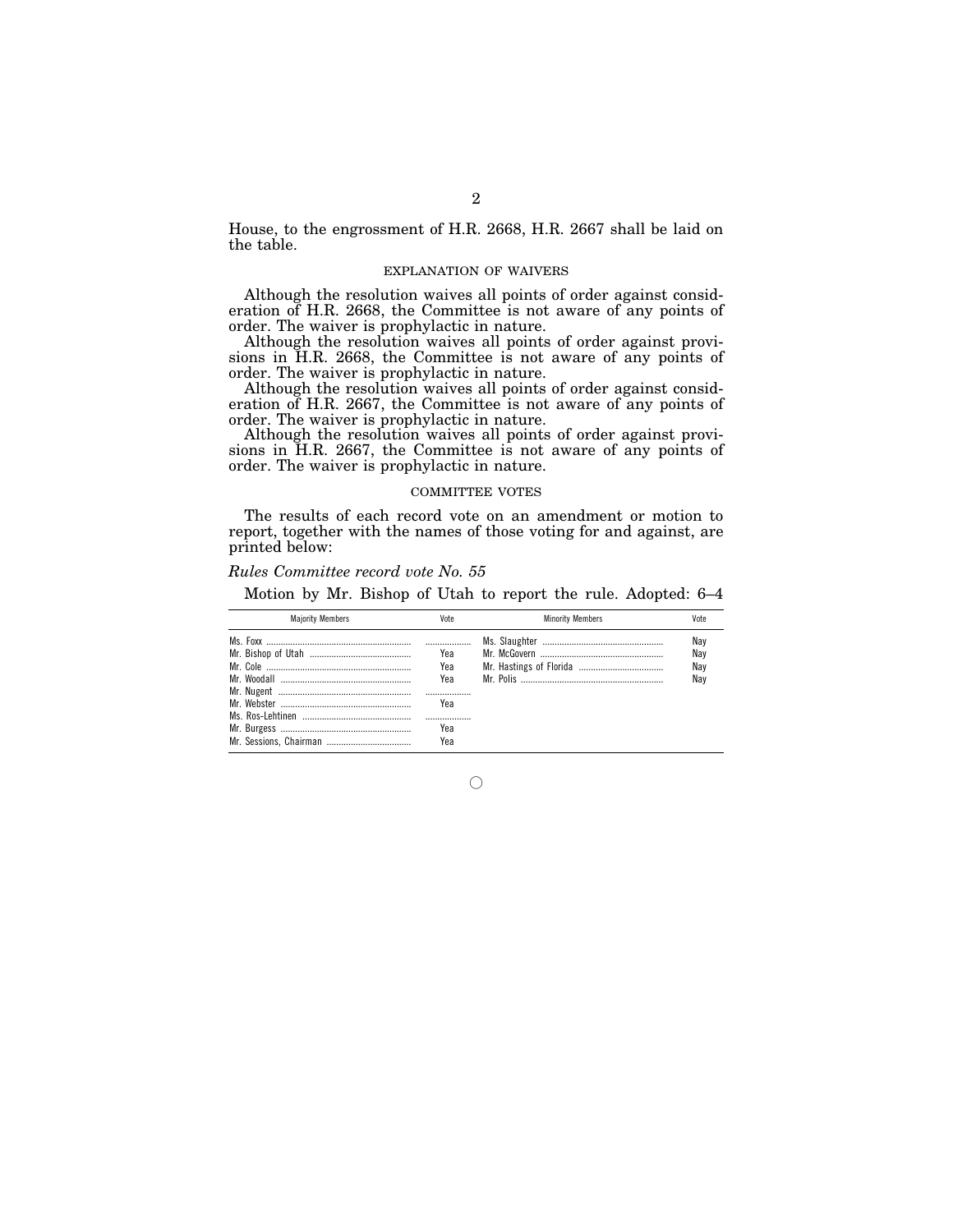House, to the engrossment of H.R. 2668, H.R. 2667 shall be laid on the table.

## EXPLANATION OF WAIVERS

Although the resolution waives all points of order against consideration of H.R. 2668, the Committee is not aware of any points of order. The waiver is prophylactic in nature.

Although the resolution waives all points of order against provisions in H.R. 2668, the Committee is not aware of any points of order. The waiver is prophylactic in nature.

Although the resolution waives all points of order against consideration of H.R. 2667, the Committee is not aware of any points of order. The waiver is prophylactic in nature.

Although the resolution waives all points of order against provisions in H.R. 2667, the Committee is not aware of any points of order. The waiver is prophylactic in nature.

## COMMITTEE VOTES

The results of each record vote on an amendment or motion to report, together with the names of those voting for and against, are printed below:

*Rules Committee record vote No. 55*

Motion by Mr. Bishop of Utah to report the rule. Adopted: 6–4

| Majority Members | Vote | Minority Members | Vote |
|---|---|---|---|
| Ms. Foxx | | Ms. Slaughter | Nay |
| Mr. Bishop of Utah | Yea | Mr. McGovern | Nay |
| Mr. Cole | Yea | Mr. Hastings of Florida | Nay |
| Mr. Woodall | Yea | Mr. Polis | Nay |
| Mr. Nugent | | | |
| Mr. Webster | Yea | | |
| Ms. Ros-Lehtinen | | | |
| Mr. Burgess | Yea | | |
| Mr. Sessions, Chairman | Yea | | |